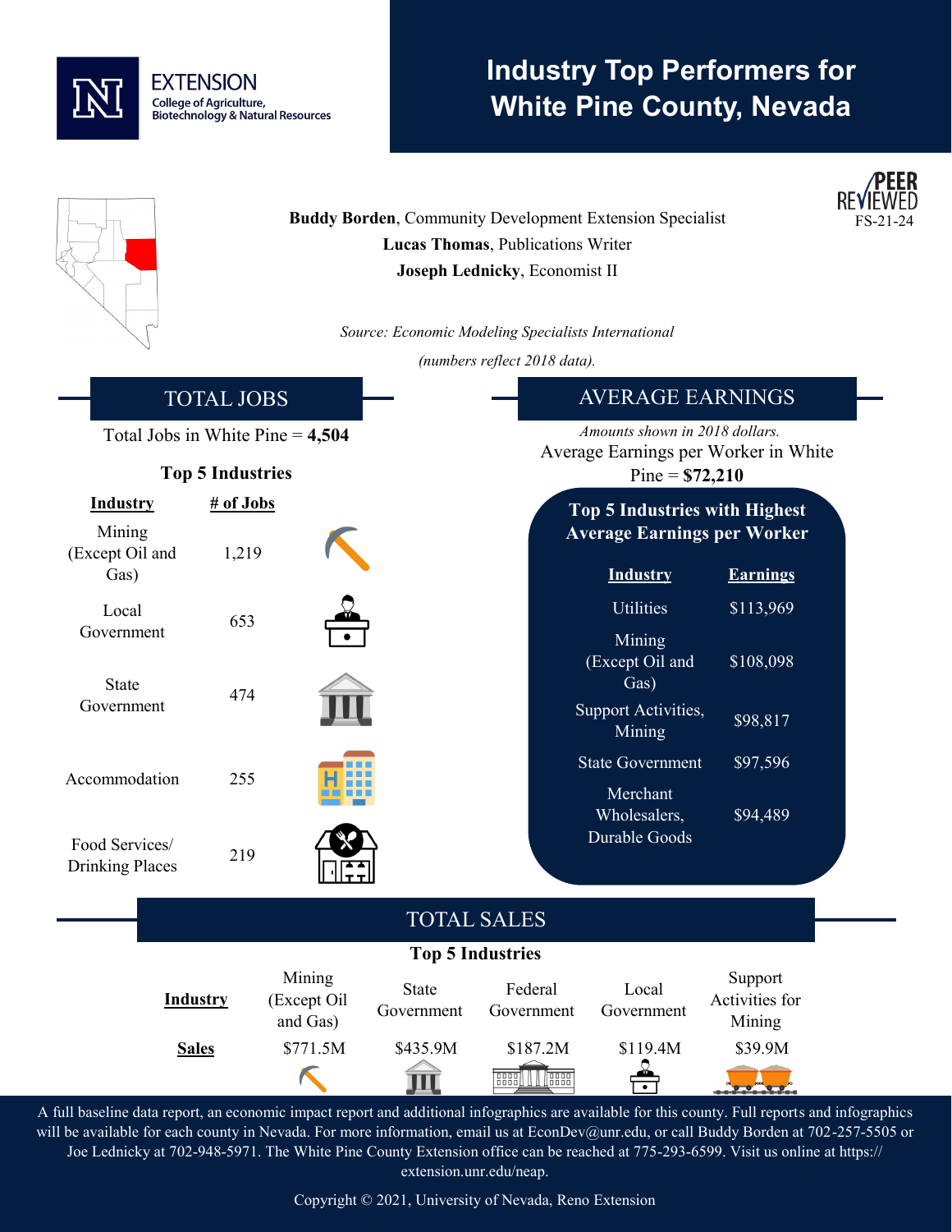EXTENSION
College of Agriculture, Biotechnology & Natural Resources

# Industry Top Performers for White Pine County, Nevada

PEER REVIEWED
FS-21-24

**Buddy Borden**, Community Development Extension Specialist
**Lucas Thomas**, Publications Writer
**Joseph Lednicky**, Economist II

*Source: Economic Modeling Specialists International (numbers reflect 2018 data).*

## TOTAL JOBS

Total Jobs in White Pine = **4,504**

**Top 5 Industries**

| Industry | # of Jobs |
|---|---|
| Mining (Except Oil and Gas) | 1,219 |
| Local Government | 653 |
| State Government | 474 |
| Accommodation | 255 |
| Food Services/ Drinking Places | 219 |

## AVERAGE EARNINGS

*Amounts shown in 2018 dollars.*

Average Earnings per Worker in White Pine = **$72,210**

**Top 5 Industries with Highest Average Earnings per Worker**

| Industry | Earnings |
|---|---|
| Utilities | $113,969 |
| Mining (Except Oil and Gas) | $108,098 |
| Support Activities, Mining | $98,817 |
| State Government | $97,596 |
| Merchant Wholesalers, Durable Goods | $94,489 |

## TOTAL SALES

**Top 5 Industries**

| **Industry** | Mining (Except Oil and Gas) | State Government | Federal Government | Local Government | Support Activities for Mining |
|---|---|---|---|---|---|
| **Sales** | $771.5M | $435.9M | $187.2M | $119.4M | $39.9M |

A full baseline data report, an economic impact report and additional infographics are available for this county. Full reports and infographics will be available for each county in Nevada. For more information, email us at EconDev@unr.edu, or call Buddy Borden at 702-257-5505 or Joe Lednicky at 702-948-5971. The White Pine County Extension office can be reached at 775-293-6599. Visit us online at https://extension.unr.edu/neap.

Copyright © 2021, University of Nevada, Reno Extension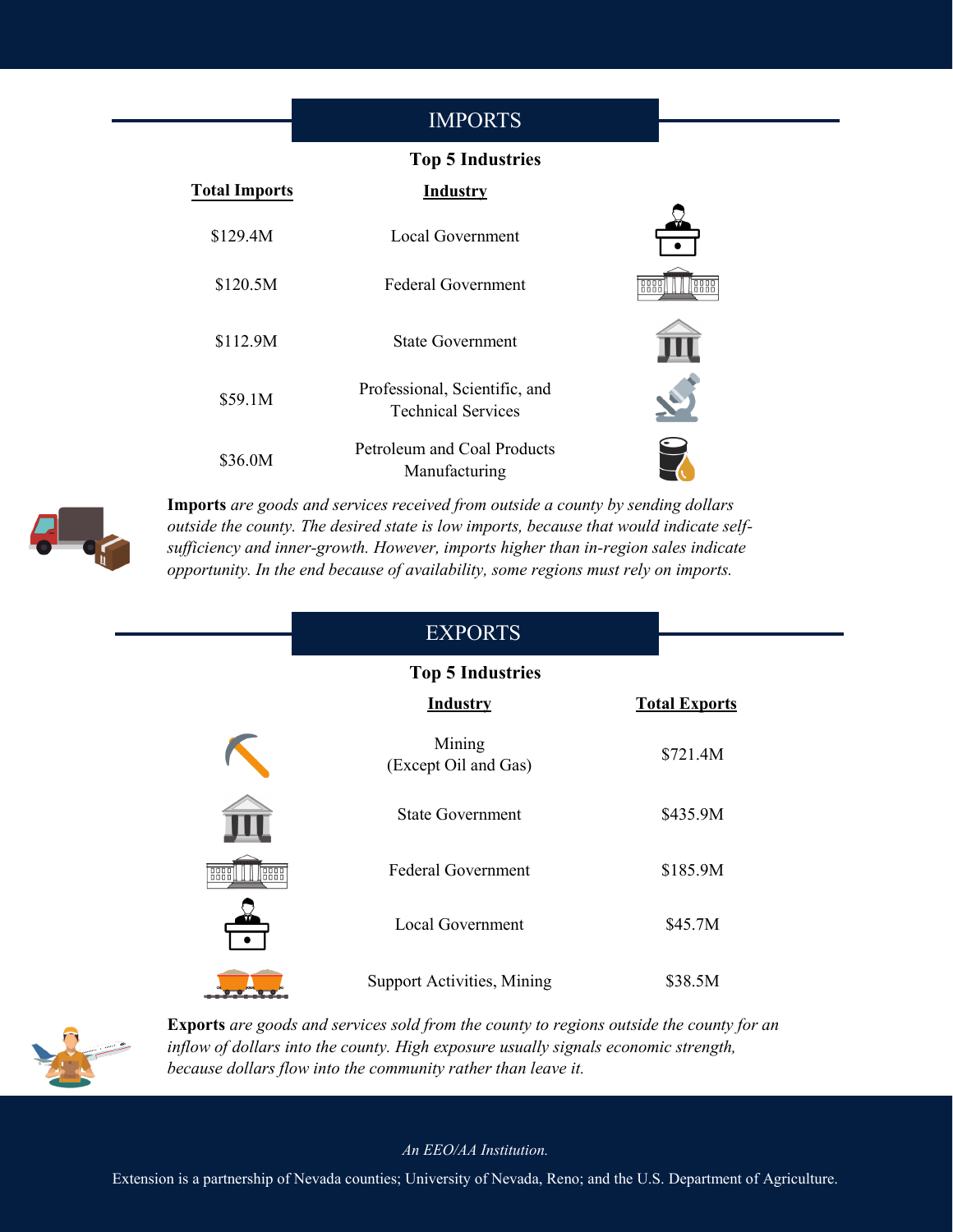## IMPORTS

### Top 5 Industries

| Total Imports | Industry |
|---|---|
| $129.4M | Local Government |
| $120.5M | Federal Government |
| $112.9M | State Government |
| $59.1M | Professional, Scientific, and Technical Services |
| $36.0M | Petroleum and Coal Products Manufacturing |

**Imports** *are goods and services received from outside a county by sending dollars outside the county. The desired state is low imports, because that would indicate self-sufficiency and inner-growth. However, imports higher than in-region sales indicate opportunity. In the end because of availability, some regions must rely on imports.*

## EXPORTS

### Top 5 Industries

| Industry | Total Exports |
|---|---|
| Mining (Except Oil and Gas) | $721.4M |
| State Government | $435.9M |
| Federal Government | $185.9M |
| Local Government | $45.7M |
| Support Activities, Mining | $38.5M |

**Exports** *are goods and services sold from the county to regions outside the county for an inflow of dollars into the county. High exposure usually signals economic strength, because dollars flow into the community rather than leave it.*

*An EEO/AA Institution.*

Extension is a partnership of Nevada counties; University of Nevada, Reno; and the U.S. Department of Agriculture.